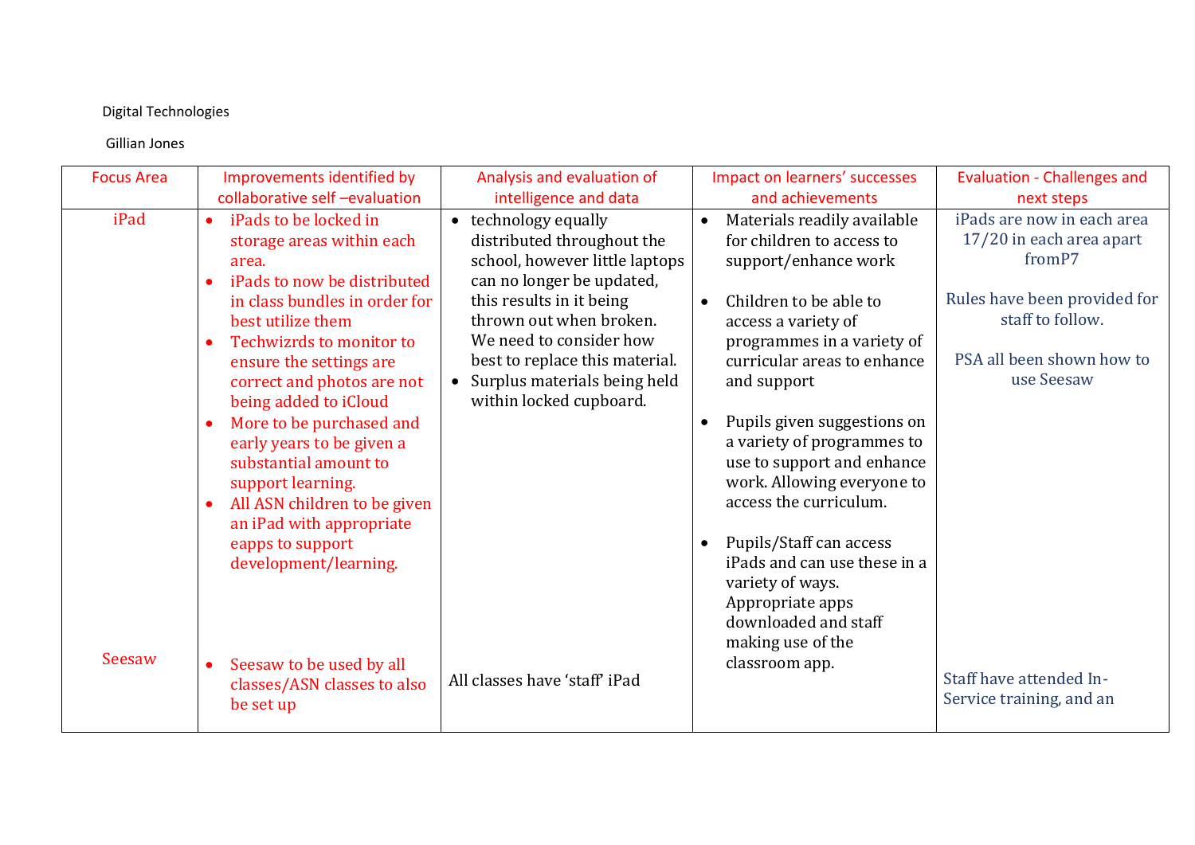Digital Technologies

Gillian Jones

| Focus Area | Improvements identified by collaborative self –evaluation | Analysis and evaluation of intelligence and data | Impact on learners' successes and achievements | Evaluation - Challenges and next steps |
|---|---|---|---|---|
| iPad | • iPads to be locked in storage areas within each area.<br>• iPads to now be distributed in class bundles in order for best utilize them<br>• Techwizrds to monitor to ensure the settings are correct and photos are not being added to iCloud<br>• More to be purchased and early years to be given a substantial amount to support learning.<br>• All ASN children to be given an iPad with appropriate eapps to support development/learning. | • technology equally distributed throughout the school, however little laptops can no longer be updated, this results in it being thrown out when broken. We need to consider how best to replace this material.<br>• Surplus materials being held within locked cupboard. | • Materials readily available for children to access to support/enhance work<br>• Children to be able to access a variety of programmes in a variety of curricular areas to enhance and support<br>• Pupils given suggestions on a variety of programmes to use to support and enhance work. Allowing everyone to access the curriculum.<br>• Pupils/Staff can access iPads and can use these in a variety of ways. Appropriate apps downloaded and staff making use of the classroom app. | iPads are now in each area 17/20 in each area apart fromP7<br><br>Rules have been provided for staff to follow.<br><br>PSA all been shown how to use Seesaw |
| Seesaw | • Seesaw to be used by all classes/ASN classes to also be set up | All classes have 'staff' iPad | | Staff have attended In-Service training, and an |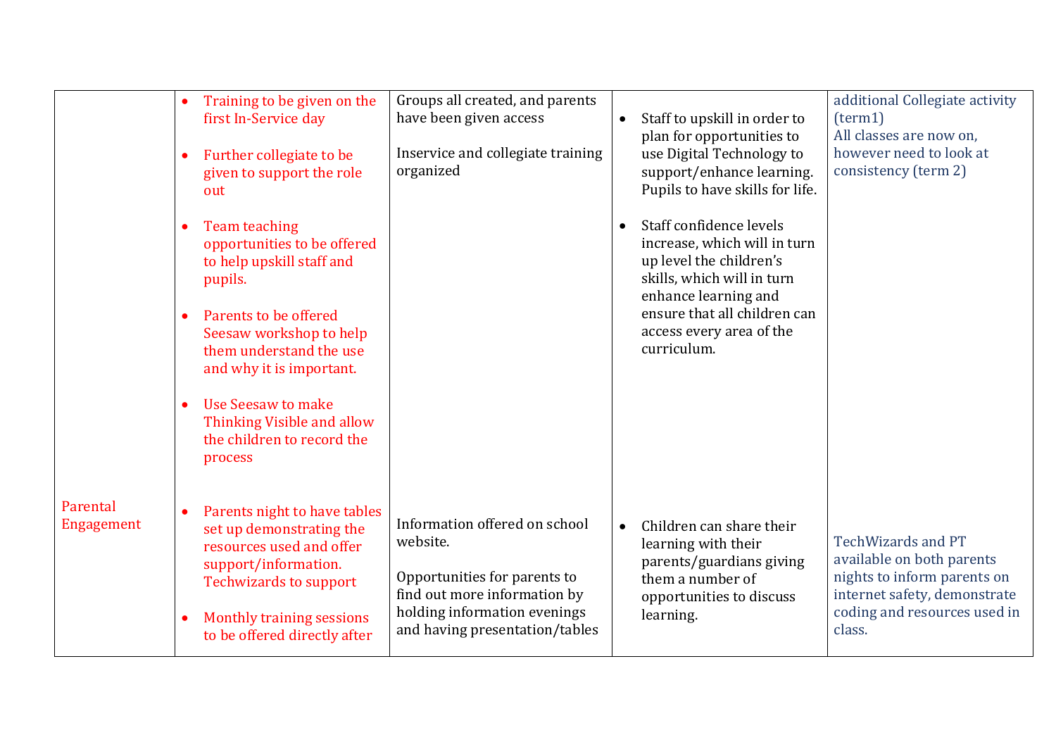| | | | | |
|---|---|---|---|---|
| | • Training to be given on the first In-Service day<br><br>• Further collegiate to be given to support the role out<br><br>• Team teaching opportunities to be offered to help upskill staff and pupils.<br><br>• Parents to be offered Seesaw workshop to help them understand the use and why it is important.<br><br>• Use Seesaw to make Thinking Visible and allow the children to record the process | Groups all created, and parents have been given access<br><br>Inservice and collegiate training organized | • Staff to upskill in order to plan for opportunities to use Digital Technology to support/enhance learning. Pupils to have skills for life.<br><br>• Staff confidence levels increase, which will in turn up level the children's skills, which will in turn enhance learning and ensure that all children can access every area of the curriculum. | additional Collegiate activity (term1)<br>All classes are now on, however need to look at consistency (term 2) |
| Parental Engagement | • Parents night to have tables set up demonstrating the resources used and offer support/information. Techwizards to support<br><br>• Monthly training sessions to be offered directly after | Information offered on school website.<br><br>Opportunities for parents to find out more information by holding information evenings and having presentation/tables | • Children can share their learning with their parents/guardians giving them a number of opportunities to discuss learning. | TechWizards and PT available on both parents nights to inform parents on internet safety, demonstrate coding and resources used in class. |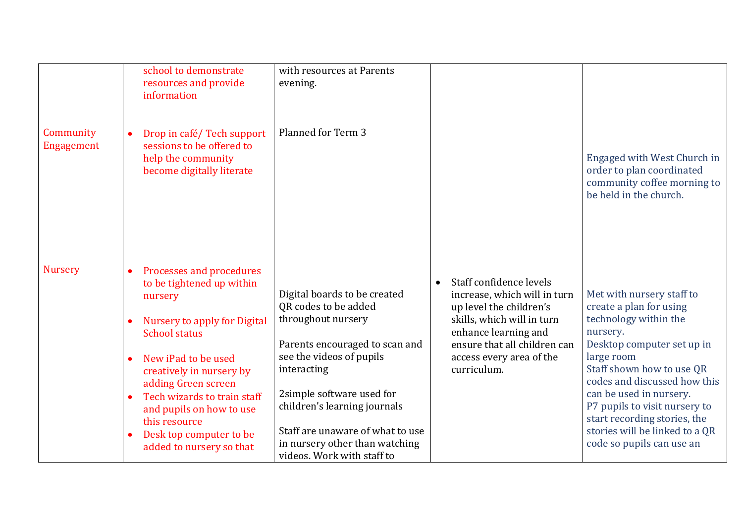| | | | | |
|---|---|---|---|---|
| | school to demonstrate resources and provide information | with resources at Parents evening. | | |
| Community Engagement | • Drop in café/ Tech support sessions to be offered to help the community become digitally literate | Planned for Term 3 | | Engaged with West Church in order to plan coordinated community coffee morning to be held in the church. |
| Nursery | • Processes and procedures to be tightened up within nursery<br><br>• Nursery to apply for Digital School status<br><br>• New iPad to be used creatively in nursery by adding Green screen<br>• Tech wizards to train staff and pupils on how to use this resource<br>• Desk top computer to be added to nursery so that | Digital boards to be created QR codes to be added throughout nursery<br><br>Parents encouraged to scan and see the videos of pupils interacting<br><br>2simple software used for children's learning journals<br><br>Staff are unaware of what to use in nursery other than watching videos. Work with staff to | • Staff confidence levels increase, which will in turn up level the children's skills, which will in turn enhance learning and ensure that all children can access every area of the curriculum. | Met with nursery staff to create a plan for using technology within the nursery.<br>Desktop computer set up in large room<br>Staff shown how to use QR codes and discussed how this can be used in nursery.<br>P7 pupils to visit nursery to start recording stories, the stories will be linked to a QR code so pupils can use an |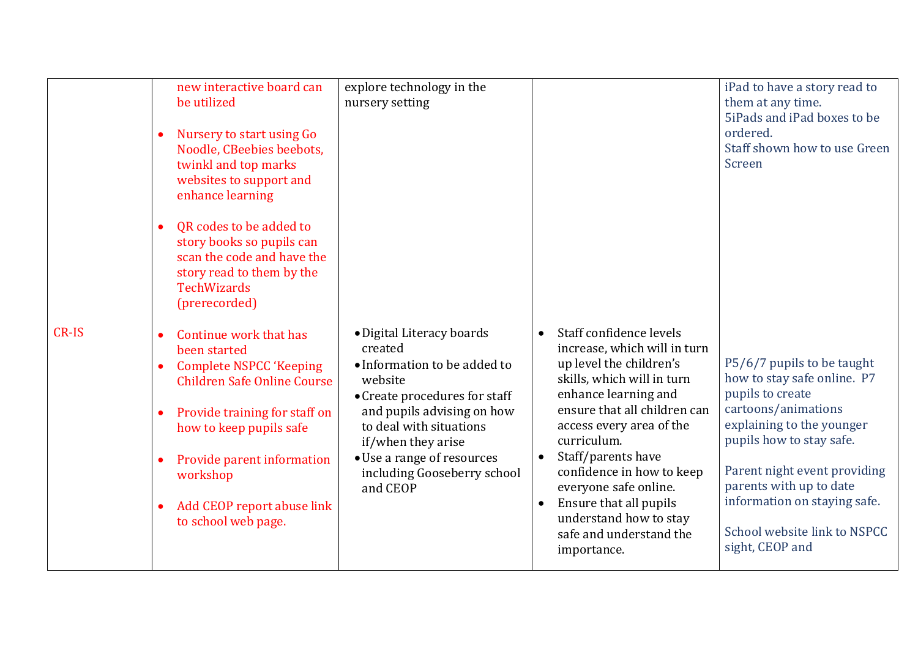| | | | | |
|---|---|---|---|---|
| | new interactive board can be utilized<br><br>• Nursery to start using Go Noodle, CBeebies beebots, twinkl and top marks websites to support and enhance learning<br><br>• QR codes to be added to story books so pupils can scan the code and have the story read to them by the TechWizards (prerecorded) | explore technology in the nursery setting | | iPad to have a story read to them at any time.<br>5iPads and iPad boxes to be ordered.<br>Staff shown how to use Green Screen |
| CR-IS | • Continue work that has been started<br>• Complete NSPCC 'Keeping Children Safe Online Course<br><br>• Provide training for staff on how to keep pupils safe<br><br>• Provide parent information workshop<br><br>• Add CEOP report abuse link to school web page. | • Digital Literacy boards created<br>• Information to be added to website<br>• Create procedures for staff and pupils advising on how to deal with situations if/when they arise<br>• Use a range of resources including Gooseberry school and CEOP | • Staff confidence levels increase, which will in turn up level the children's skills, which will in turn enhance learning and ensure that all children can access every area of the curriculum.<br>• Staff/parents have confidence in how to keep everyone safe online.<br>• Ensure that all pupils understand how to stay safe and understand the importance. | P5/6/7 pupils to be taught how to stay safe online. P7 pupils to create cartoons/animations explaining to the younger pupils how to stay safe.<br><br>Parent night event providing parents with up to date information on staying safe.<br><br>School website link to NSPCC sight, CEOP and |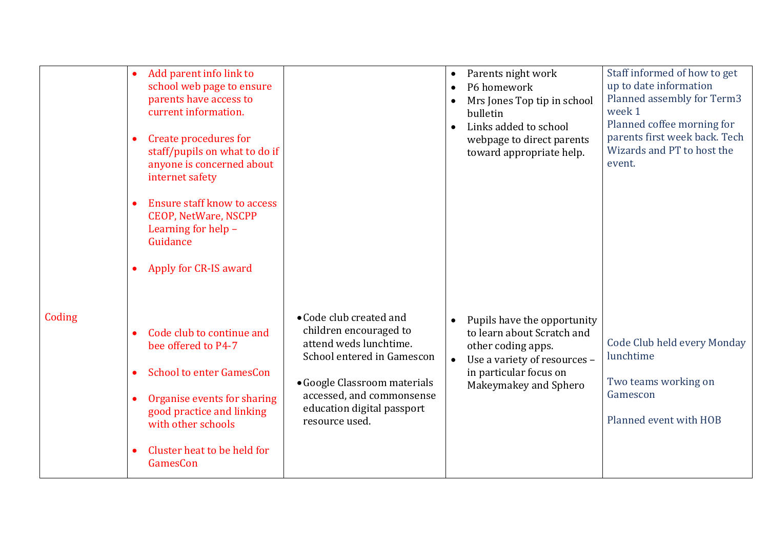|  |  |  |  |  |
|---|---|---|---|---|
|  | • Add parent info link to school web page to ensure parents have access to current information.<br><br>• Create procedures for staff/pupils on what to do if anyone is concerned about internet safety<br><br>• Ensure staff know to access CEOP, NetWare, NSCPP Learning for help – Guidance<br><br>• Apply for CR-IS award |  | • Parents night work<br>• P6 homework<br>• Mrs Jones Top tip in school bulletin<br>• Links added to school webpage to direct parents toward appropriate help. | Staff informed of how to get up to date information<br>Planned assembly for Term3 week 1<br>Planned coffee morning for parents first week back. Tech Wizards and PT to host the event. |
| Coding | • Code club to continue and bee offered to P4-7<br><br>• School to enter GamesCon<br><br>• Organise events for sharing good practice and linking with other schools<br><br>• Cluster heat to be held for GamesCon | • Code club created and children encouraged to attend weds lunchtime. School entered in Gamescon<br><br>• Google Classroom materials accessed, and commonsense education digital passport resource used. | • Pupils have the opportunity to learn about Scratch and other coding apps.<br>• Use a variety of resources – in particular focus on Makeymakey and Sphero | Code Club held every Monday lunchtime<br><br>Two teams working on Gamescon<br><br>Planned event with HOB |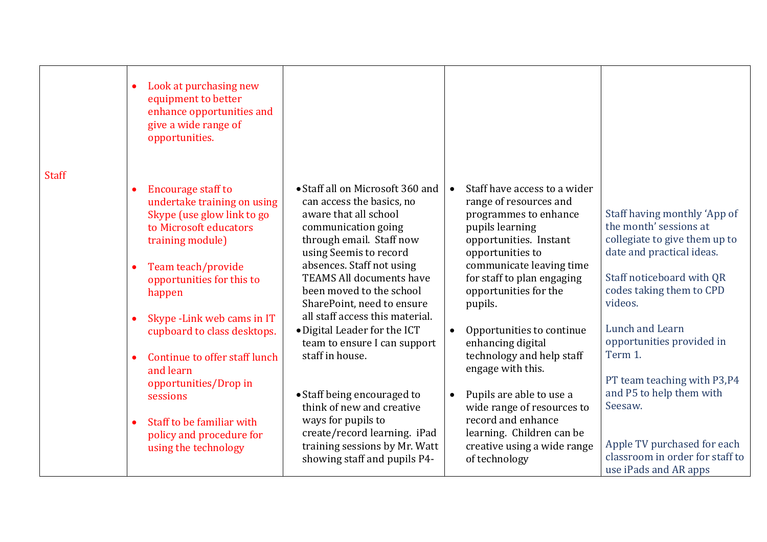| | | | | |
|---|---|---|---|---|
| Staff | • Look at purchasing new equipment to better enhance opportunities and give a wide range of opportunities.<br><br>• Encourage staff to undertake training on using Skype (use glow link to go to Microsoft educators training module)<br><br>• Team teach/provide opportunities for this to happen<br><br>• Skype -Link web cams in IT cupboard to class desktops.<br><br>• Continue to offer staff lunch and learn opportunities/Drop in sessions<br><br>• Staff to be familiar with policy and procedure for using the technology | • Staff all on Microsoft 360 and can access the basics, no aware that all school communication going through email. Staff now using Seemis to record absences. Staff not using TEAMS All documents have been moved to the school SharePoint, need to ensure all staff access this material.<br>• Digital Leader for the ICT team to ensure I can support staff in house.<br><br>• Staff being encouraged to think of new and creative ways for pupils to create/record learning. iPad training sessions by Mr. Watt showing staff and pupils P4- | • Staff have access to a wider range of resources and programmes to enhance pupils learning opportunities. Instant opportunities to communicate leaving time for staff to plan engaging opportunities for the pupils.<br><br>• Opportunities to continue enhancing digital technology and help staff engage with this.<br><br>• Pupils are able to use a wide range of resources to record and enhance learning. Children can be creative using a wide range of technology | Staff having monthly 'App of the month' sessions at collegiate to give them up to date and practical ideas.<br><br>Staff noticeboard with QR codes taking them to CPD videos.<br><br>Lunch and Learn opportunities provided in Term 1.<br><br>PT team teaching with P3,P4 and P5 to help them with Seesaw.<br><br>Apple TV purchased for each classroom in order for staff to use iPads and AR apps |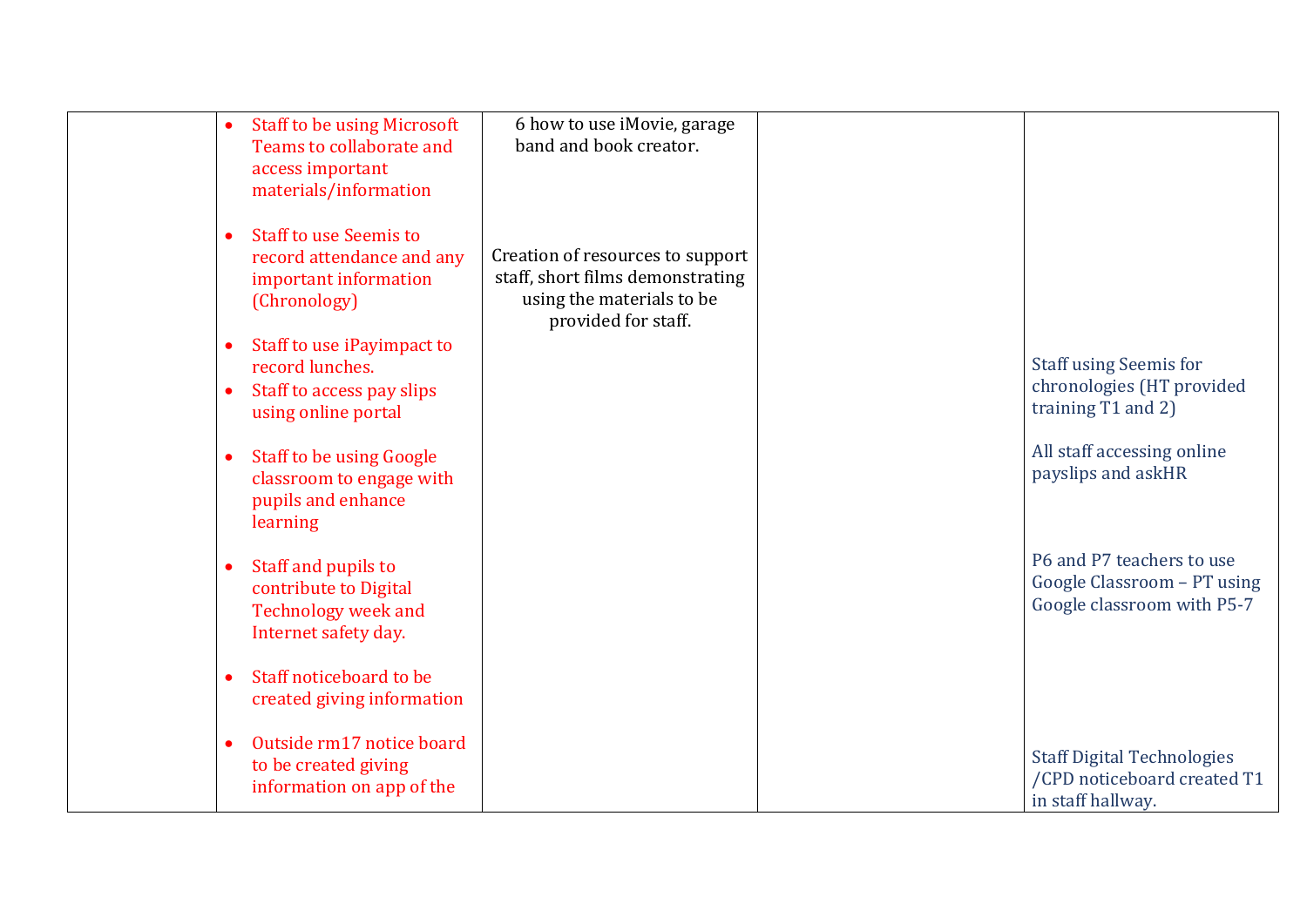| | | | | |
|---|---|---|---|---|
| | • Staff to be using Microsoft Teams to collaborate and access important materials/information<br><br>• Staff to use Seemis to record attendance and any important information (Chronology)<br><br>• Staff to use iPayimpact to record lunches.<br>• Staff to access pay slips using online portal<br><br>• Staff to be using Google classroom to engage with pupils and enhance learning<br><br>• Staff and pupils to contribute to Digital Technology week and Internet safety day.<br><br>• Staff noticeboard to be created giving information<br><br>• Outside rm17 notice board to be created giving information on app of the | 6 how to use iMovie, garage band and book creator.<br><br>Creation of resources to support staff, short films demonstrating using the materials to be provided for staff. | | Staff using Seemis for chronologies (HT provided training T1 and 2)<br><br>All staff accessing online payslips and askHR<br><br>P6 and P7 teachers to use Google Classroom – PT using Google classroom with P5-7<br><br>Staff Digital Technologies /CPD noticeboard created T1 in staff hallway. |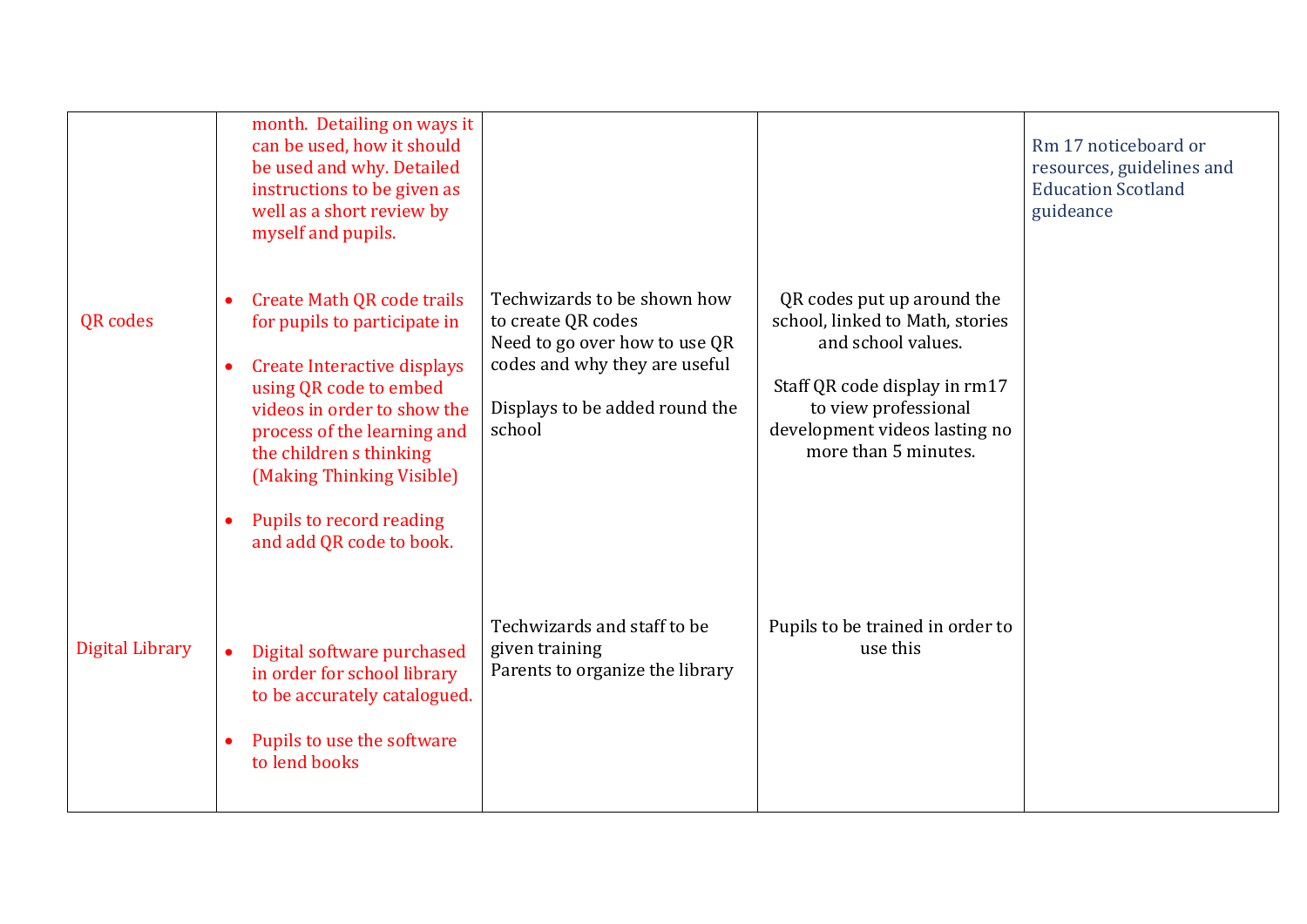| | | | | |
|---|---|---|---|---|
| | month. Detailing on ways it can be used, how it should be used and why. Detailed instructions to be given as well as a short review by myself and pupils. | | | Rm 17 noticeboard or resources, guidelines and Education Scotland guideance |
| QR codes | • Create Math QR code trails for pupils to participate in<br><br>• Create Interactive displays using QR code to embed videos in order to show the process of the learning and the children s thinking (Making Thinking Visible)<br><br>• Pupils to record reading and add QR code to book. | Techwizards to be shown how to create QR codes<br>Need to go over how to use QR codes and why they are useful<br><br>Displays to be added round the school | QR codes put up around the school, linked to Math, stories and school values.<br><br>Staff QR code display in rm17 to view professional development videos lasting no more than 5 minutes. | |
| Digital Library | • Digital software purchased in order for school library to be accurately catalogued.<br><br>• Pupils to use the software to lend books | Techwizards and staff to be given training<br>Parents to organize the library | Pupils to be trained in order to use this | |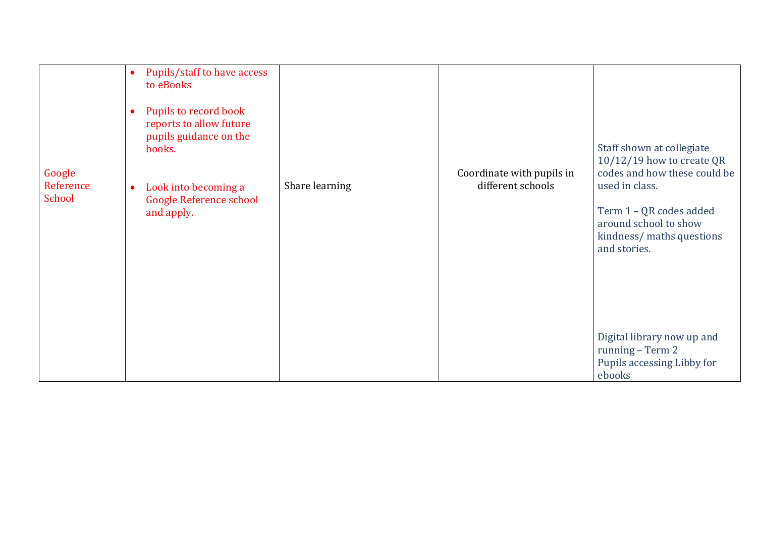| | | | | |
|---|---|---|---|---|
| Google Reference School | • Pupils/staff to have access to eBooks<br><br>• Pupils to record book reports to allow future pupils guidance on the books.<br><br>• Look into becoming a Google Reference school and apply. | Share learning | Coordinate with pupils in different schools | Staff shown at collegiate 10/12/19 how to create QR codes and how these could be used in class.<br><br>Term 1 – QR codes added around school to show kindness/ maths questions and stories.<br><br>Digital library now up and running – Term 2<br>Pupils accessing Libby for ebooks |